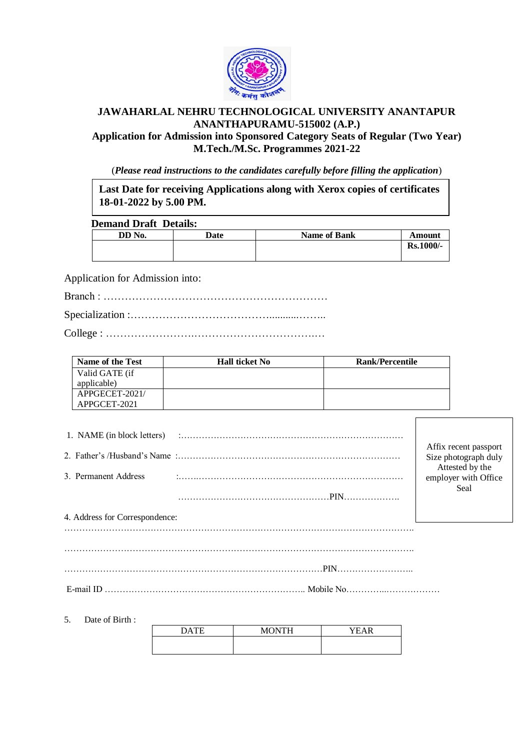# JAWAHARLAL NEHRU TECHNOLOGICAL UNIVERSITY ANANTAPUR
## ANANTHAPURAMU-515002 (A.P.)
## Application for Admission into Sponsored Category Seats of Regular (Two Year) M.Tech./M.Sc. Programmes 2021-22

(*Please read instructions to the candidates carefully before filling the application*)

**Last Date for receiving Applications along with Xerox copies of certificates 18-01-2022 by 5.00 PM.**

**Demand Draft Details:**

| DD No. | Date | Name of Bank | Amount |
|---|---|---|---|
| | | | Rs.1000/- |

Application for Admission into:

Branch : …………………………………………………………

Specialization :……………………………………………..

College : ………………………………………………………

| Name of the Test | Hall ticket No | Rank/Percentile |
|---|---|---|
| Valid GATE (if applicable) | | |
| APPGECET-2021/ APPGCET-2021 | | |

1. NAME (in block letters) :……………………………………………………………………
2. Father's /Husband's Name :……………………………………………………………………
3. Permanent Address :……………………………………………………………………

   ……………………………………………PIN……………….

Affix recent passport Size photograph duly Attested by the employer with Office Seal

4. Address for Correspondence:

…………………………………………………………………………………………………….

…………………………………………………………………………………………………….

……………………………………………………………………………PIN……………………..

E-mail ID ………………………………………………………….. Mobile No…………..………………

5. Date of Birth :

| DATE | MONTH | YEAR |
|---|---|---|
| | | |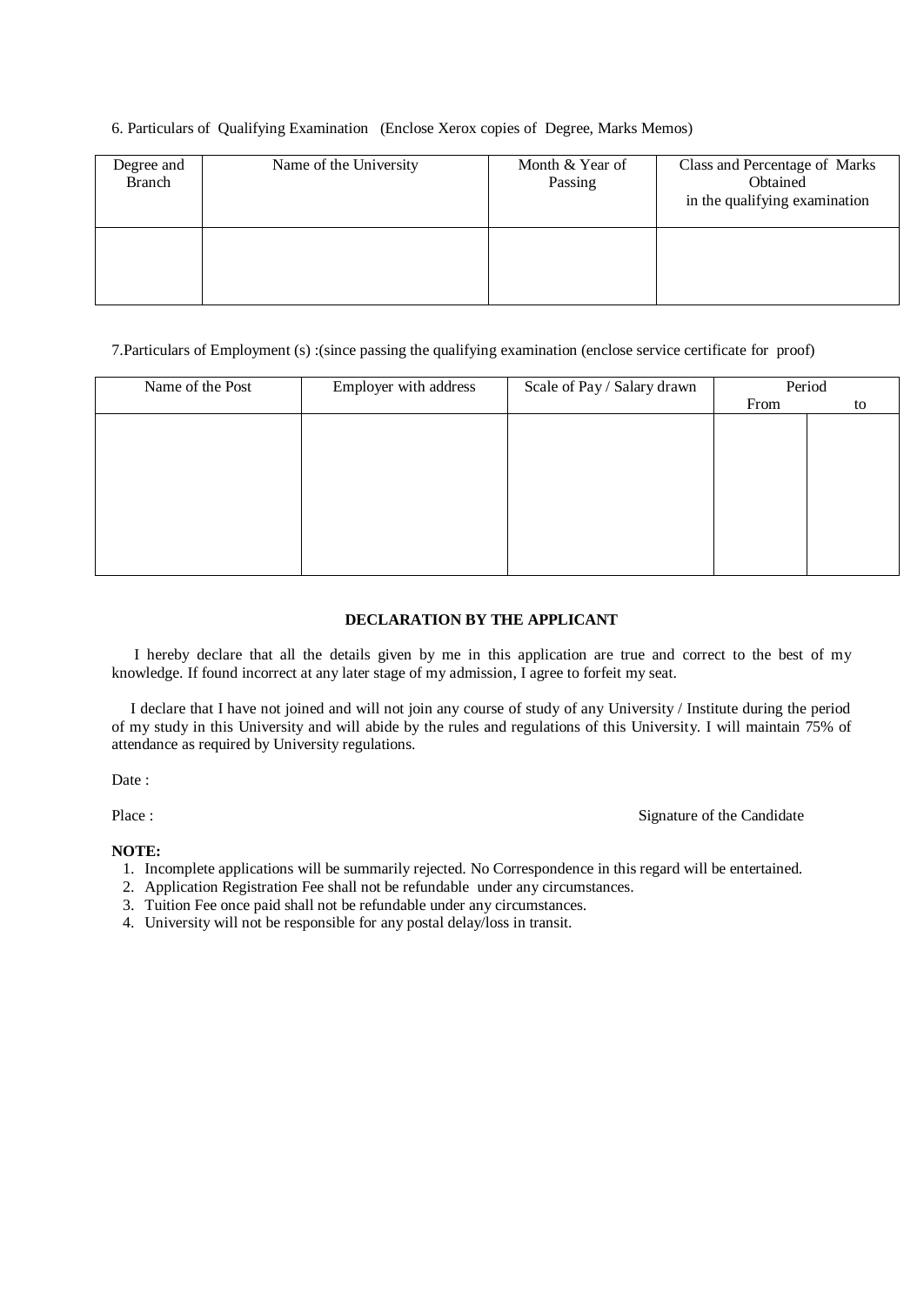6. Particulars of Qualifying Examination (Enclose Xerox copies of Degree, Marks Memos)

| Degree and Branch | Name of the University | Month & Year of Passing | Class and Percentage of Marks Obtained in the qualifying examination |
|---|---|---|---|
| | | | |

7.Particulars of Employment (s) :(since passing the qualifying examination (enclose service certificate for proof)

| Name of the Post | Employer with address | Scale of Pay / Salary drawn | Period | |
|---|---|---|---|---|
| | | | From | to |
| | | | | |

**DECLARATION BY THE APPLICANT**

I hereby declare that all the details given by me in this application are true and correct to the best of my knowledge. If found incorrect at any later stage of my admission, I agree to forfeit my seat.

I declare that I have not joined and will not join any course of study of any University / Institute during the period of my study in this University and will abide by the rules and regulations of this University. I will maintain 75% of attendance as required by University regulations.

Date :

Place : Signature of the Candidate

**NOTE:**

1. Incomplete applications will be summarily rejected. No Correspondence in this regard will be entertained.
2. Application Registration Fee shall not be refundable under any circumstances.
3. Tuition Fee once paid shall not be refundable under any circumstances.
4. University will not be responsible for any postal delay/loss in transit.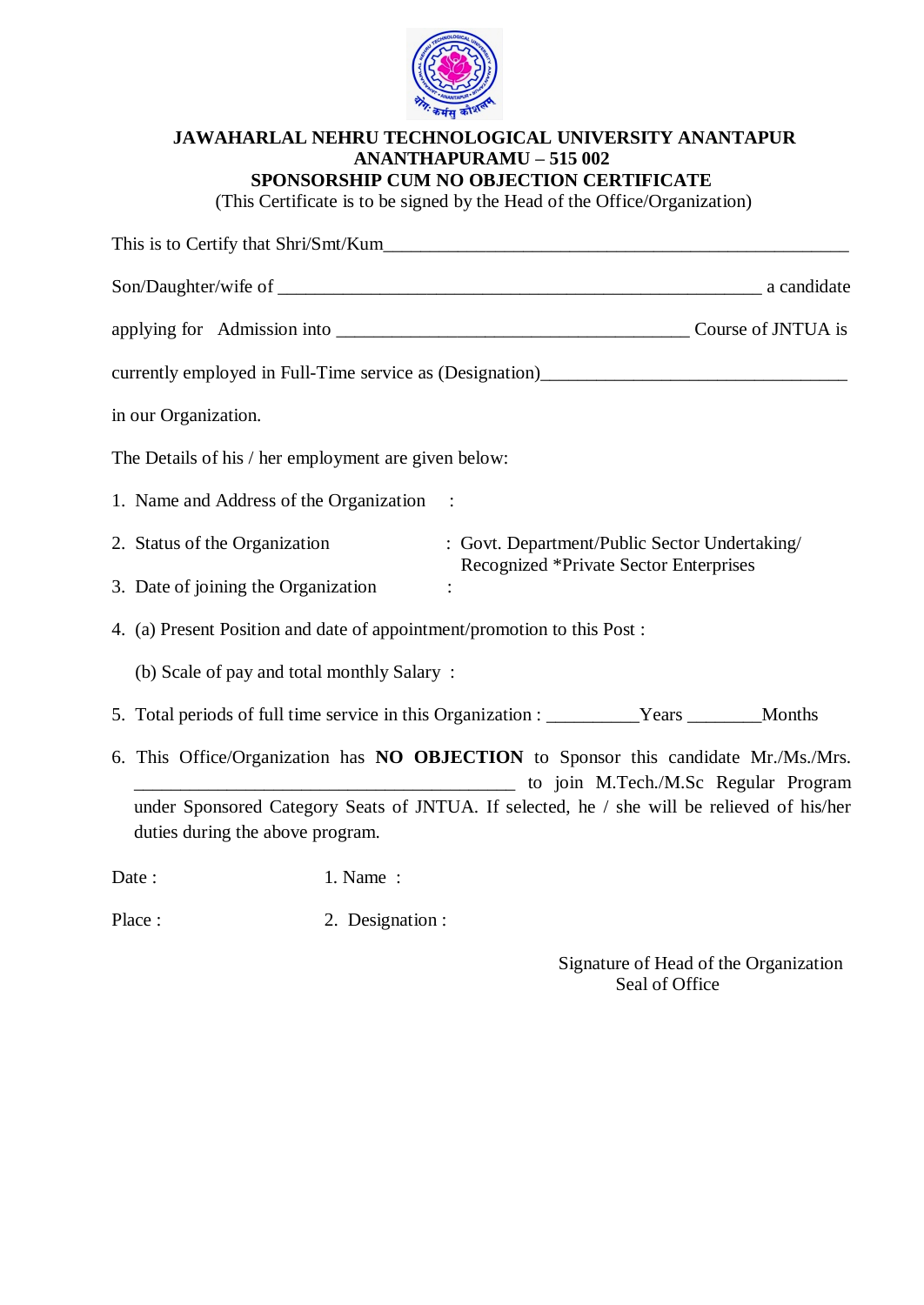**JAWAHARLAL NEHRU TECHNOLOGICAL UNIVERSITY ANANTAPUR**
**ANANTHAPURAMU – 515 002**

# SPONSORSHIP CUM NO OBJECTION CERTIFICATE

(This Certificate is to be signed by the Head of the Office/Organization)

This is to Certify that Shri/Smt/Kum____________________________________________________

Son/Daughter/wife of ______________________________________________________ a candidate

applying for Admission into _____________________________________ Course of JNTUA is

currently employed in Full-Time service as (Designation)_______________________________

in our Organization.

The Details of his / her employment are given below:

1. Name and Address of the Organization :
2. Status of the Organization : Govt. Department/Public Sector Undertaking/ Recognized *Private Sector Enterprises
3. Date of joining the Organization :
4. (a) Present Position and date of appointment/promotion to this Post :

   (b) Scale of pay and total monthly Salary :
5. Total periods of full time service in this Organization : __________Years ________Months
6. This Office/Organization has **NO OBJECTION** to Sponsor this candidate Mr./Ms./Mrs. ________________________________________ to join M.Tech./M.Sc Regular Program under Sponsored Category Seats of JNTUA. If selected, he / she will be relieved of his/her duties during the above program.

Date : 1. Name :

Place : 2. Designation :

Signature of Head of the Organization
Seal of Office